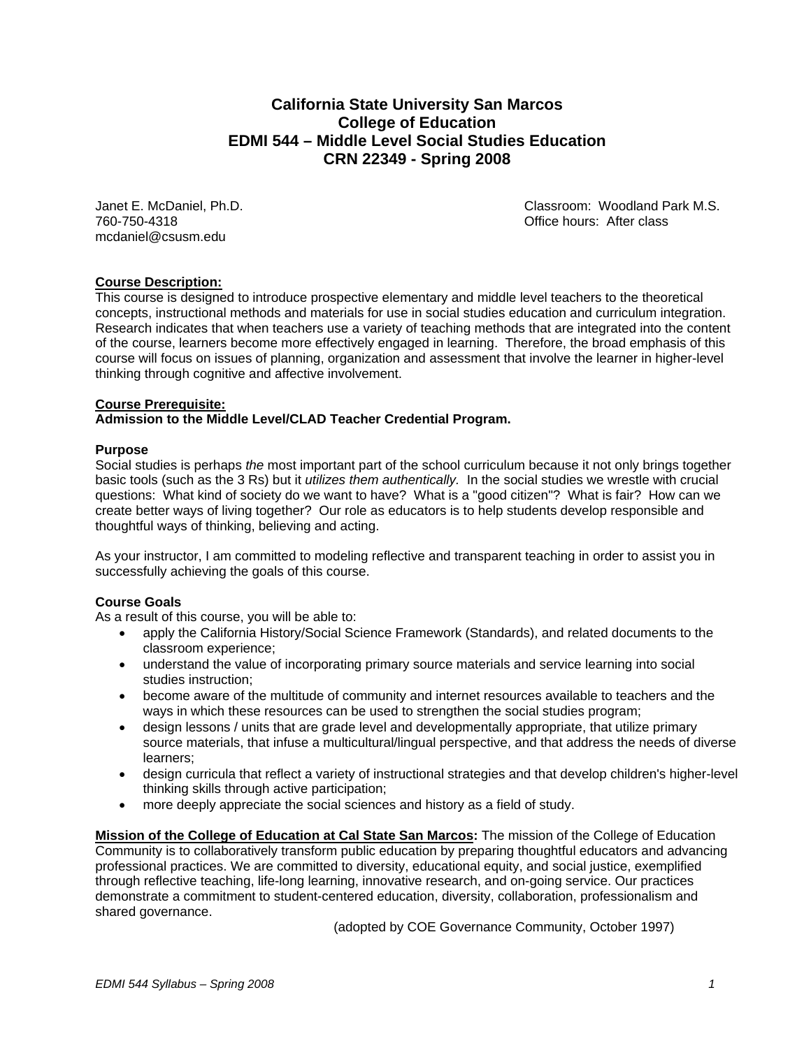# California State University San Marcos
# College of Education
# EDMI 544 – Middle Level Social Studies Education
# CRN 22349 - Spring 2008

Janet E. McDaniel, Ph.D.
760-750-4318
mcdaniel@csusm.edu

Classroom: Woodland Park M.S.
Office hours: After class

**Course Description:**

This course is designed to introduce prospective elementary and middle level teachers to the theoretical concepts, instructional methods and materials for use in social studies education and curriculum integration. Research indicates that when teachers use a variety of teaching methods that are integrated into the content of the course, learners become more effectively engaged in learning. Therefore, the broad emphasis of this course will focus on issues of planning, organization and assessment that involve the learner in higher-level thinking through cognitive and affective involvement.

**Course Prerequisite:**

**Admission to the Middle Level/CLAD Teacher Credential Program.**

**Purpose**

Social studies is perhaps *the* most important part of the school curriculum because it not only brings together basic tools (such as the 3 Rs) but it *utilizes them authentically.* In the social studies we wrestle with crucial questions: What kind of society do we want to have? What is a "good citizen"? What is fair? How can we create better ways of living together? Our role as educators is to help students develop responsible and thoughtful ways of thinking, believing and acting.

As your instructor, I am committed to modeling reflective and transparent teaching in order to assist you in successfully achieving the goals of this course.

**Course Goals**

As a result of this course, you will be able to:

- apply the California History/Social Science Framework (Standards), and related documents to the classroom experience;
- understand the value of incorporating primary source materials and service learning into social studies instruction;
- become aware of the multitude of community and internet resources available to teachers and the ways in which these resources can be used to strengthen the social studies program;
- design lessons / units that are grade level and developmentally appropriate, that utilize primary source materials, that infuse a multicultural/lingual perspective, and that address the needs of diverse learners;
- design curricula that reflect a variety of instructional strategies and that develop children's higher-level thinking skills through active participation;
- more deeply appreciate the social sciences and history as a field of study.

**Mission of the College of Education at Cal State San Marcos:** The mission of the College of Education Community is to collaboratively transform public education by preparing thoughtful educators and advancing professional practices. We are committed to diversity, educational equity, and social justice, exemplified through reflective teaching, life-long learning, innovative research, and on-going service. Our practices demonstrate a commitment to student-centered education, diversity, collaboration, professionalism and shared governance.

(adopted by COE Governance Community, October 1997)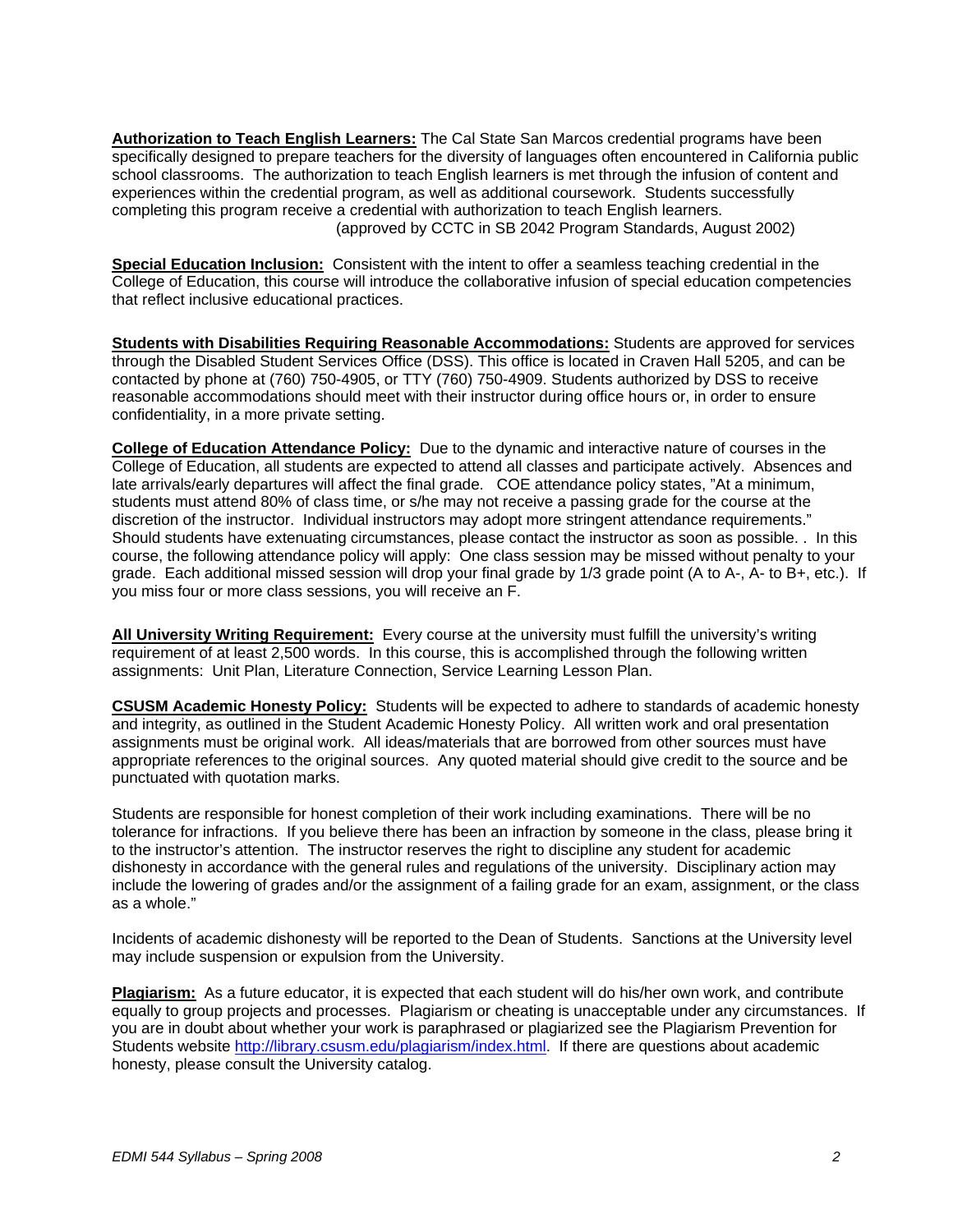**Authorization to Teach English Learners:** The Cal State San Marcos credential programs have been specifically designed to prepare teachers for the diversity of languages often encountered in California public school classrooms. The authorization to teach English learners is met through the infusion of content and experiences within the credential program, as well as additional coursework. Students successfully completing this program receive a credential with authorization to teach English learners.
(approved by CCTC in SB 2042 Program Standards, August 2002)

**Special Education Inclusion:** Consistent with the intent to offer a seamless teaching credential in the College of Education, this course will introduce the collaborative infusion of special education competencies that reflect inclusive educational practices.

**Students with Disabilities Requiring Reasonable Accommodations:** Students are approved for services through the Disabled Student Services Office (DSS). This office is located in Craven Hall 5205, and can be contacted by phone at (760) 750-4905, or TTY (760) 750-4909. Students authorized by DSS to receive reasonable accommodations should meet with their instructor during office hours or, in order to ensure confidentiality, in a more private setting.

**College of Education Attendance Policy:** Due to the dynamic and interactive nature of courses in the College of Education, all students are expected to attend all classes and participate actively. Absences and late arrivals/early departures will affect the final grade. COE attendance policy states, "At a minimum, students must attend 80% of class time, or s/he may not receive a passing grade for the course at the discretion of the instructor. Individual instructors may adopt more stringent attendance requirements." Should students have extenuating circumstances, please contact the instructor as soon as possible. . In this course, the following attendance policy will apply: One class session may be missed without penalty to your grade. Each additional missed session will drop your final grade by 1/3 grade point (A to A-, A- to B+, etc.). If you miss four or more class sessions, you will receive an F.

**All University Writing Requirement:** Every course at the university must fulfill the university's writing requirement of at least 2,500 words. In this course, this is accomplished through the following written assignments: Unit Plan, Literature Connection, Service Learning Lesson Plan.

**CSUSM Academic Honesty Policy:** Students will be expected to adhere to standards of academic honesty and integrity, as outlined in the Student Academic Honesty Policy. All written work and oral presentation assignments must be original work. All ideas/materials that are borrowed from other sources must have appropriate references to the original sources. Any quoted material should give credit to the source and be punctuated with quotation marks.

Students are responsible for honest completion of their work including examinations. There will be no tolerance for infractions. If you believe there has been an infraction by someone in the class, please bring it to the instructor's attention. The instructor reserves the right to discipline any student for academic dishonesty in accordance with the general rules and regulations of the university. Disciplinary action may include the lowering of grades and/or the assignment of a failing grade for an exam, assignment, or the class as a whole."

Incidents of academic dishonesty will be reported to the Dean of Students. Sanctions at the University level may include suspension or expulsion from the University.

**Plagiarism:** As a future educator, it is expected that each student will do his/her own work, and contribute equally to group projects and processes. Plagiarism or cheating is unacceptable under any circumstances. If you are in doubt about whether your work is paraphrased or plagiarized see the Plagiarism Prevention for Students website http://library.csusm.edu/plagiarism/index.html. If there are questions about academic honesty, please consult the University catalog.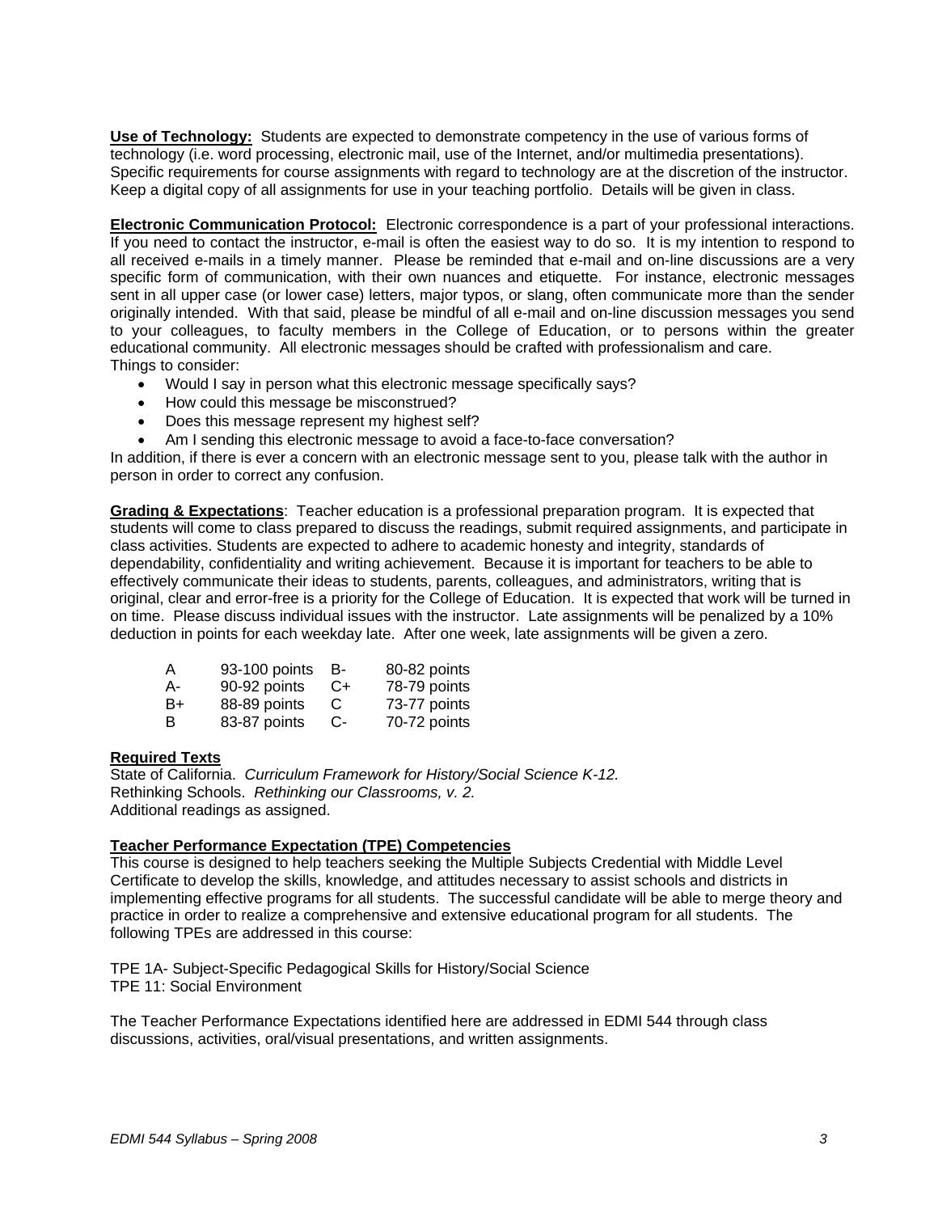**Use of Technology:** Students are expected to demonstrate competency in the use of various forms of technology (i.e. word processing, electronic mail, use of the Internet, and/or multimedia presentations). Specific requirements for course assignments with regard to technology are at the discretion of the instructor. Keep a digital copy of all assignments for use in your teaching portfolio. Details will be given in class.

**Electronic Communication Protocol:** Electronic correspondence is a part of your professional interactions. If you need to contact the instructor, e-mail is often the easiest way to do so. It is my intention to respond to all received e-mails in a timely manner. Please be reminded that e-mail and on-line discussions are a very specific form of communication, with their own nuances and etiquette. For instance, electronic messages sent in all upper case (or lower case) letters, major typos, or slang, often communicate more than the sender originally intended. With that said, please be mindful of all e-mail and on-line discussion messages you send to your colleagues, to faculty members in the College of Education, or to persons within the greater educational community. All electronic messages should be crafted with professionalism and care.
Things to consider:

- Would I say in person what this electronic message specifically says?
- How could this message be misconstrued?
- Does this message represent my highest self?
- Am I sending this electronic message to avoid a face-to-face conversation?

In addition, if there is ever a concern with an electronic message sent to you, please talk with the author in person in order to correct any confusion.

**Grading & Expectations**: Teacher education is a professional preparation program. It is expected that students will come to class prepared to discuss the readings, submit required assignments, and participate in class activities. Students are expected to adhere to academic honesty and integrity, standards of dependability, confidentiality and writing achievement. Because it is important for teachers to be able to effectively communicate their ideas to students, parents, colleagues, and administrators, writing that is original, clear and error-free is a priority for the College of Education. It is expected that work will be turned in on time. Please discuss individual issues with the instructor. Late assignments will be penalized by a 10% deduction in points for each weekday late. After one week, late assignments will be given a zero.

| | | | |
|---|---|---|---|
| A | 93-100 points | B- | 80-82 points |
| A- | 90-92 points | C+ | 78-79 points |
| B+ | 88-89 points | C | 73-77 points |
| B | 83-87 points | C- | 70-72 points |

**Required Texts**

State of California. *Curriculum Framework for History/Social Science K-12.*
Rethinking Schools. *Rethinking our Classrooms, v. 2.*
Additional readings as assigned.

**Teacher Performance Expectation (TPE) Competencies**

This course is designed to help teachers seeking the Multiple Subjects Credential with Middle Level Certificate to develop the skills, knowledge, and attitudes necessary to assist schools and districts in implementing effective programs for all students. The successful candidate will be able to merge theory and practice in order to realize a comprehensive and extensive educational program for all students. The following TPEs are addressed in this course:

TPE 1A- Subject-Specific Pedagogical Skills for History/Social Science
TPE 11: Social Environment

The Teacher Performance Expectations identified here are addressed in EDMI 544 through class discussions, activities, oral/visual presentations, and written assignments.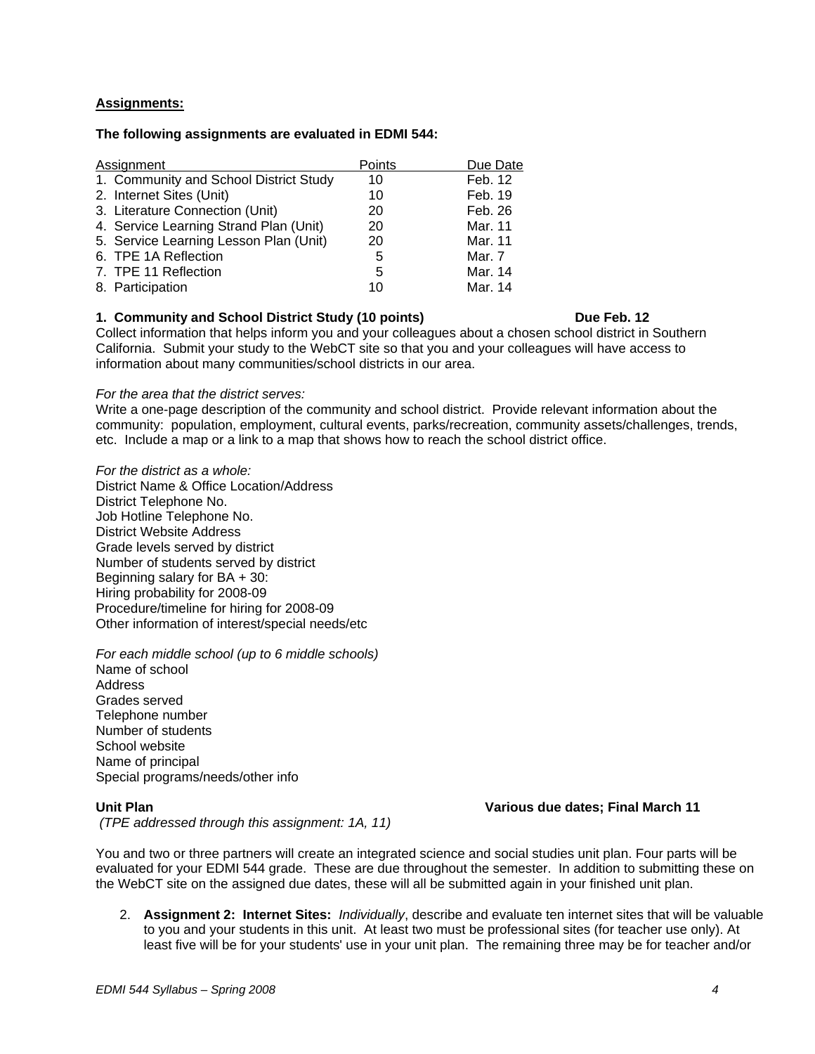**Assignments:**

**The following assignments are evaluated in EDMI 544:**

| Assignment | Points | Due Date |
|---|---|---|
| 1. Community and School District Study | 10 | Feb. 12 |
| 2. Internet Sites (Unit) | 10 | Feb. 19 |
| 3. Literature Connection (Unit) | 20 | Feb. 26 |
| 4. Service Learning Strand Plan (Unit) | 20 | Mar. 11 |
| 5. Service Learning Lesson Plan (Unit) | 20 | Mar. 11 |
| 6. TPE 1A Reflection | 5 | Mar. 7 |
| 7. TPE 11 Reflection | 5 | Mar. 14 |
| 8. Participation | 10 | Mar. 14 |

**1. Community and School District Study (10 points) Due Feb. 12**

Collect information that helps inform you and your colleagues about a chosen school district in Southern California. Submit your study to the WebCT site so that you and your colleagues will have access to information about many communities/school districts in our area.

*For the area that the district serves:*

Write a one-page description of the community and school district. Provide relevant information about the community: population, employment, cultural events, parks/recreation, community assets/challenges, trends, etc. Include a map or a link to a map that shows how to reach the school district office.

*For the district as a whole:*

District Name & Office Location/Address
District Telephone No.
Job Hotline Telephone No.
District Website Address
Grade levels served by district
Number of students served by district
Beginning salary for BA + 30:
Hiring probability for 2008-09
Procedure/timeline for hiring for 2008-09
Other information of interest/special needs/etc

*For each middle school (up to 6 middle schools)*

Name of school
Address
Grades served
Telephone number
Number of students
School website
Name of principal
Special programs/needs/other info

**Unit Plan Various due dates; Final March 11**

*(TPE addressed through this assignment: 1A, 11)*

You and two or three partners will create an integrated science and social studies unit plan. Four parts will be evaluated for your EDMI 544 grade. These are due throughout the semester. In addition to submitting these on the WebCT site on the assigned due dates, these will all be submitted again in your finished unit plan.

2. **Assignment 2: Internet Sites:** *Individually*, describe and evaluate ten internet sites that will be valuable to you and your students in this unit. At least two must be professional sites (for teacher use only). At least five will be for your students' use in your unit plan. The remaining three may be for teacher and/or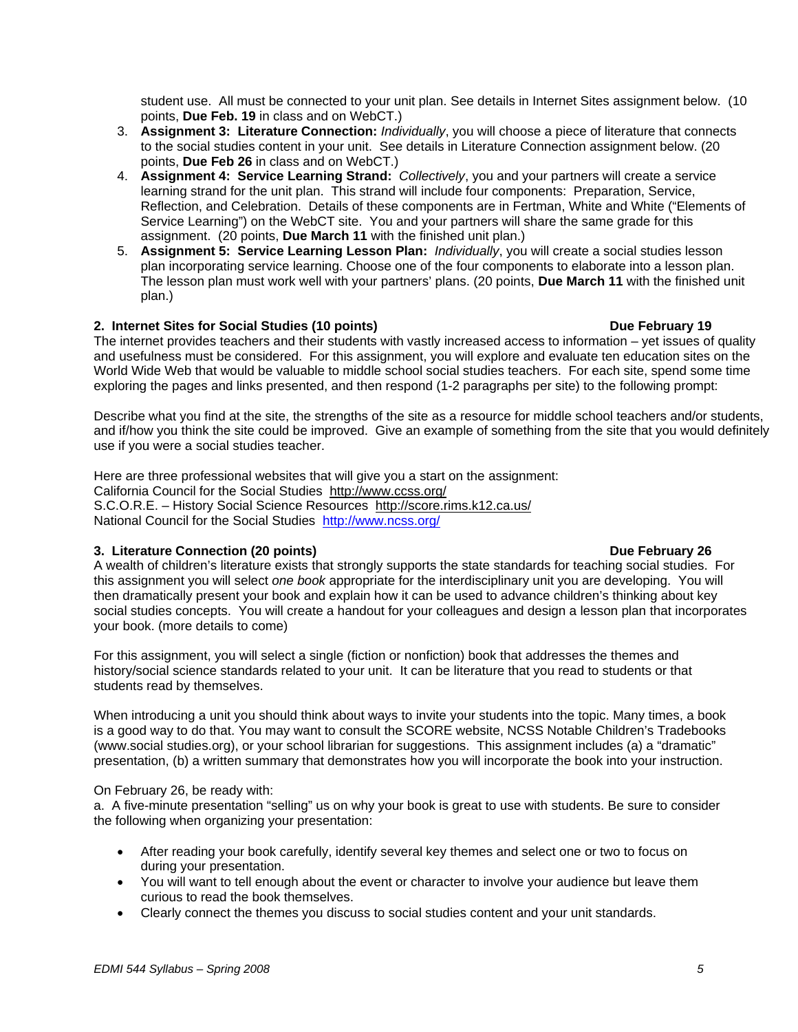student use. All must be connected to your unit plan. See details in Internet Sites assignment below. (10 points, **Due Feb. 19** in class and on WebCT.)

3. **Assignment 3: Literature Connection:** *Individually*, you will choose a piece of literature that connects to the social studies content in your unit. See details in Literature Connection assignment below. (20 points, **Due Feb 26** in class and on WebCT.)
4. **Assignment 4: Service Learning Strand:** *Collectively*, you and your partners will create a service learning strand for the unit plan. This strand will include four components: Preparation, Service, Reflection, and Celebration. Details of these components are in Fertman, White and White ("Elements of Service Learning") on the WebCT site. You and your partners will share the same grade for this assignment. (20 points, **Due March 11** with the finished unit plan.)
5. **Assignment 5: Service Learning Lesson Plan:** *Individually*, you will create a social studies lesson plan incorporating service learning. Choose one of the four components to elaborate into a lesson plan. The lesson plan must work well with your partners' plans. (20 points, **Due March 11** with the finished unit plan.)

### 2. Internet Sites for Social Studies (10 points) — Due February 19

The internet provides teachers and their students with vastly increased access to information – yet issues of quality and usefulness must be considered. For this assignment, you will explore and evaluate ten education sites on the World Wide Web that would be valuable to middle school social studies teachers. For each site, spend some time exploring the pages and links presented, and then respond (1-2 paragraphs per site) to the following prompt:

Describe what you find at the site, the strengths of the site as a resource for middle school teachers and/or students, and if/how you think the site could be improved. Give an example of something from the site that you would definitely use if you were a social studies teacher.

Here are three professional websites that will give you a start on the assignment:
California Council for the Social Studies http://www.ccss.org/
S.C.O.R.E. – History Social Science Resources http://score.rims.k12.ca.us/
National Council for the Social Studies http://www.ncss.org/

### 3. Literature Connection (20 points) — Due February 26

A wealth of children's literature exists that strongly supports the state standards for teaching social studies. For this assignment you will select *one book* appropriate for the interdisciplinary unit you are developing. You will then dramatically present your book and explain how it can be used to advance children's thinking about key social studies concepts. You will create a handout for your colleagues and design a lesson plan that incorporates your book. (more details to come)

For this assignment, you will select a single (fiction or nonfiction) book that addresses the themes and history/social science standards related to your unit. It can be literature that you read to students or that students read by themselves.

When introducing a unit you should think about ways to invite your students into the topic. Many times, a book is a good way to do that. You may want to consult the SCORE website, NCSS Notable Children's Tradebooks (www.social studies.org), or your school librarian for suggestions. This assignment includes (a) a "dramatic" presentation, (b) a written summary that demonstrates how you will incorporate the book into your instruction.

On February 26, be ready with:

a. A five-minute presentation "selling" us on why your book is great to use with students. Be sure to consider the following when organizing your presentation:

- After reading your book carefully, identify several key themes and select one or two to focus on during your presentation.
- You will want to tell enough about the event or character to involve your audience but leave them curious to read the book themselves.
- Clearly connect the themes you discuss to social studies content and your unit standards.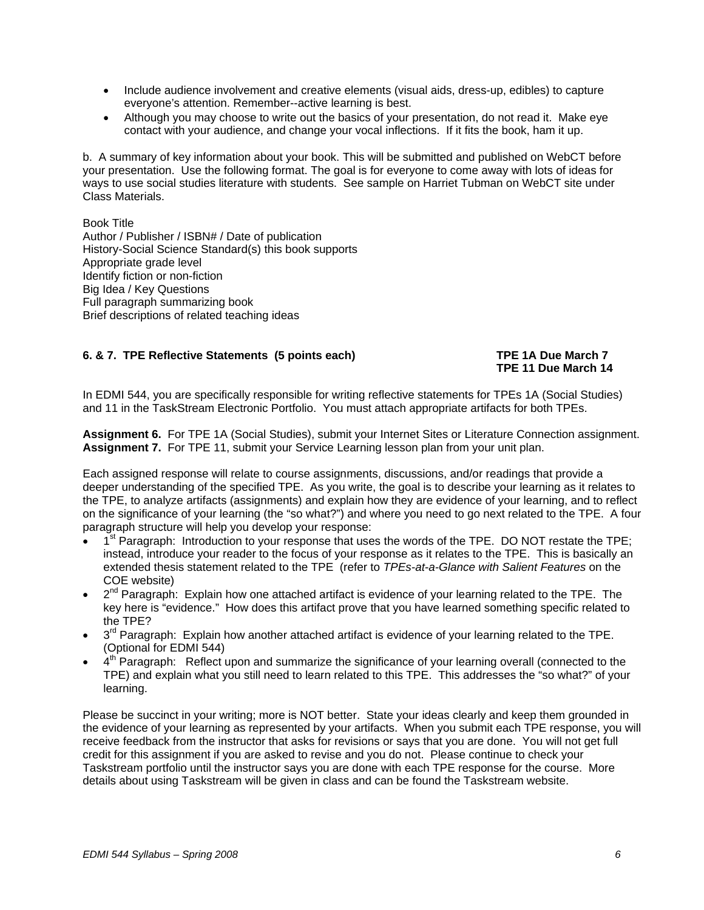- Include audience involvement and creative elements (visual aids, dress-up, edibles) to capture everyone's attention. Remember--active learning is best.
- Although you may choose to write out the basics of your presentation, do not read it. Make eye contact with your audience, and change your vocal inflections. If it fits the book, ham it up.

b. A summary of key information about your book. This will be submitted and published on WebCT before your presentation. Use the following format. The goal is for everyone to come away with lots of ideas for ways to use social studies literature with students. See sample on Harriet Tubman on WebCT site under Class Materials.

Book Title
Author / Publisher / ISBN# / Date of publication
History-Social Science Standard(s) this book supports
Appropriate grade level
Identify fiction or non-fiction
Big Idea / Key Questions
Full paragraph summarizing book
Brief descriptions of related teaching ideas

**6. & 7. TPE Reflective Statements (5 points each)** **TPE 1A Due March 7**
**TPE 11 Due March 14**

In EDMI 544, you are specifically responsible for writing reflective statements for TPEs 1A (Social Studies) and 11 in the TaskStream Electronic Portfolio. You must attach appropriate artifacts for both TPEs.

**Assignment 6.** For TPE 1A (Social Studies), submit your Internet Sites or Literature Connection assignment.
**Assignment 7.** For TPE 11, submit your Service Learning lesson plan from your unit plan.

Each assigned response will relate to course assignments, discussions, and/or readings that provide a deeper understanding of the specified TPE. As you write, the goal is to describe your learning as it relates to the TPE, to analyze artifacts (assignments) and explain how they are evidence of your learning, and to reflect on the significance of your learning (the "so what?") and where you need to go next related to the TPE. A four paragraph structure will help you develop your response:

- 1st Paragraph: Introduction to your response that uses the words of the TPE. DO NOT restate the TPE; instead, introduce your reader to the focus of your response as it relates to the TPE. This is basically an extended thesis statement related to the TPE (refer to *TPEs-at-a-Glance with Salient Features* on the COE website)
- 2nd Paragraph: Explain how one attached artifact is evidence of your learning related to the TPE. The key here is "evidence." How does this artifact prove that you have learned something specific related to the TPE?
- 3rd Paragraph: Explain how another attached artifact is evidence of your learning related to the TPE. (Optional for EDMI 544)
- 4th Paragraph: Reflect upon and summarize the significance of your learning overall (connected to the TPE) and explain what you still need to learn related to this TPE. This addresses the "so what?" of your learning.

Please be succinct in your writing; more is NOT better. State your ideas clearly and keep them grounded in the evidence of your learning as represented by your artifacts. When you submit each TPE response, you will receive feedback from the instructor that asks for revisions or says that you are done. You will not get full credit for this assignment if you are asked to revise and you do not. Please continue to check your Taskstream portfolio until the instructor says you are done with each TPE response for the course. More details about using Taskstream will be given in class and can be found the Taskstream website.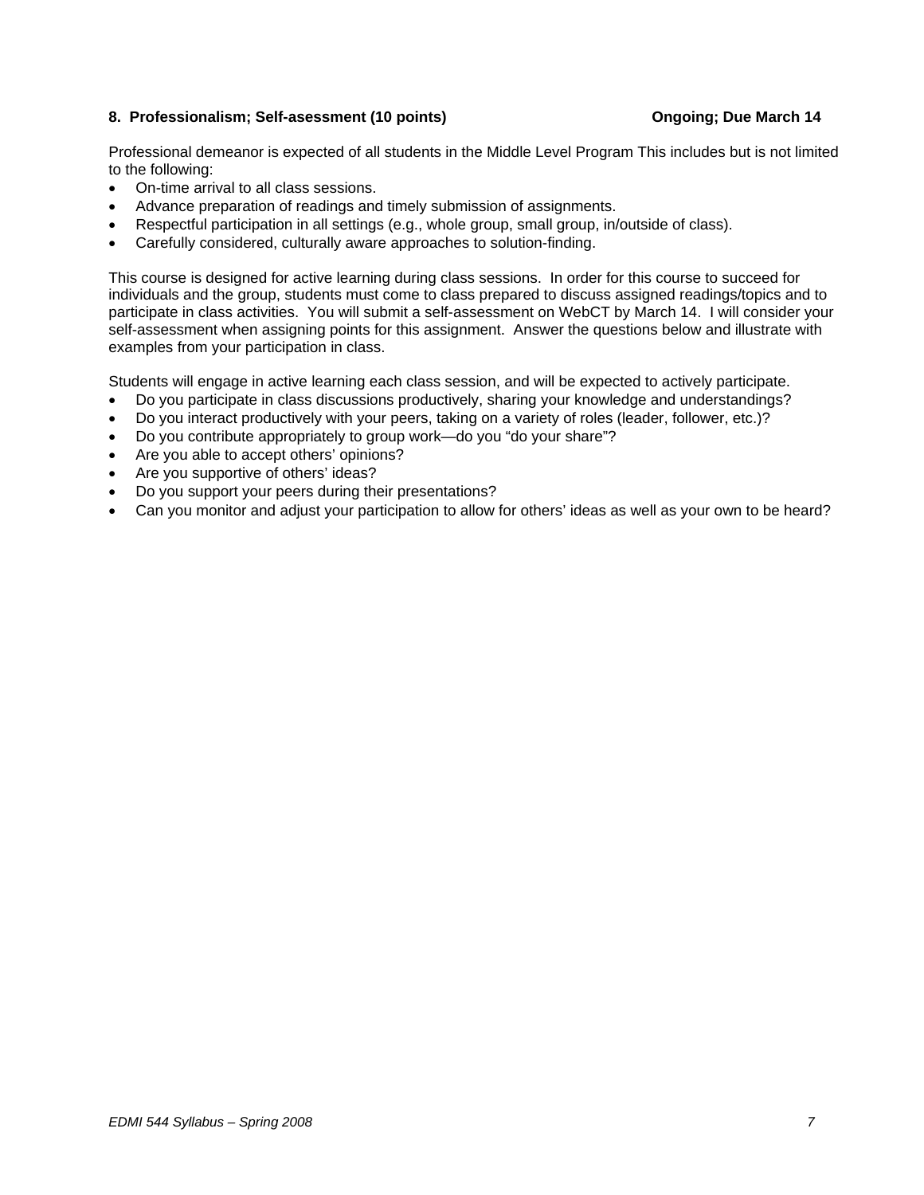**8. Professionalism; Self-asessment (10 points)** **Ongoing; Due March 14**

Professional demeanor is expected of all students in the Middle Level Program This includes but is not limited to the following:

- On-time arrival to all class sessions.
- Advance preparation of readings and timely submission of assignments.
- Respectful participation in all settings (e.g., whole group, small group, in/outside of class).
- Carefully considered, culturally aware approaches to solution-finding.

This course is designed for active learning during class sessions. In order for this course to succeed for individuals and the group, students must come to class prepared to discuss assigned readings/topics and to participate in class activities. You will submit a self-assessment on WebCT by March 14. I will consider your self-assessment when assigning points for this assignment. Answer the questions below and illustrate with examples from your participation in class.

Students will engage in active learning each class session, and will be expected to actively participate.

- Do you participate in class discussions productively, sharing your knowledge and understandings?
- Do you interact productively with your peers, taking on a variety of roles (leader, follower, etc.)?
- Do you contribute appropriately to group work—do you "do your share"?
- Are you able to accept others' opinions?
- Are you supportive of others' ideas?
- Do you support your peers during their presentations?
- Can you monitor and adjust your participation to allow for others' ideas as well as your own to be heard?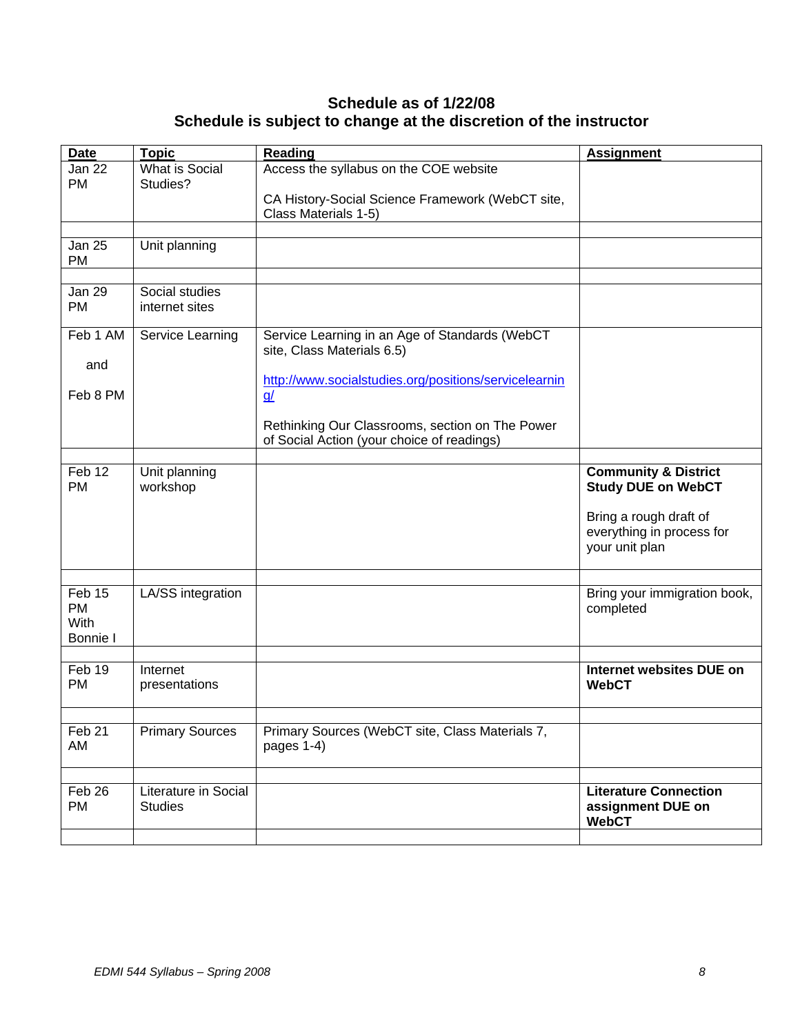**Schedule as of 1/22/08**
**Schedule is subject to change at the discretion of the instructor**

| Date | Topic | Reading | Assignment |
|---|---|---|---|
| Jan 22 PM | What is Social Studies? | Access the syllabus on the COE website<br><br>CA History-Social Science Framework (WebCT site, Class Materials 1-5) | |
| | | | |
| Jan 25 PM | Unit planning | | |
| | | | |
| Jan 29 PM | Social studies internet sites | | |
| Feb 1 AM<br><br>and<br><br>Feb 8 PM | Service Learning | Service Learning in an Age of Standards (WebCT site, Class Materials 6.5)<br><br>http://www.socialstudies.org/positions/servicelearning/<br><br>Rethinking Our Classrooms, section on The Power of Social Action (your choice of readings) | |
| | | | |
| Feb 12 PM | Unit planning workshop | | **Community & District Study DUE on WebCT**<br><br>Bring a rough draft of everything in process for your unit plan |
| | | | |
| Feb 15 PM With Bonnie I | LA/SS integration | | Bring your immigration book, completed |
| | | | |
| Feb 19 PM | Internet presentations | | **Internet websites DUE on WebCT** |
| | | | |
| Feb 21 AM | Primary Sources | Primary Sources (WebCT site, Class Materials 7, pages 1-4) | |
| | | | |
| Feb 26 PM | Literature in Social Studies | | **Literature Connection assignment DUE on WebCT** |
| | | | |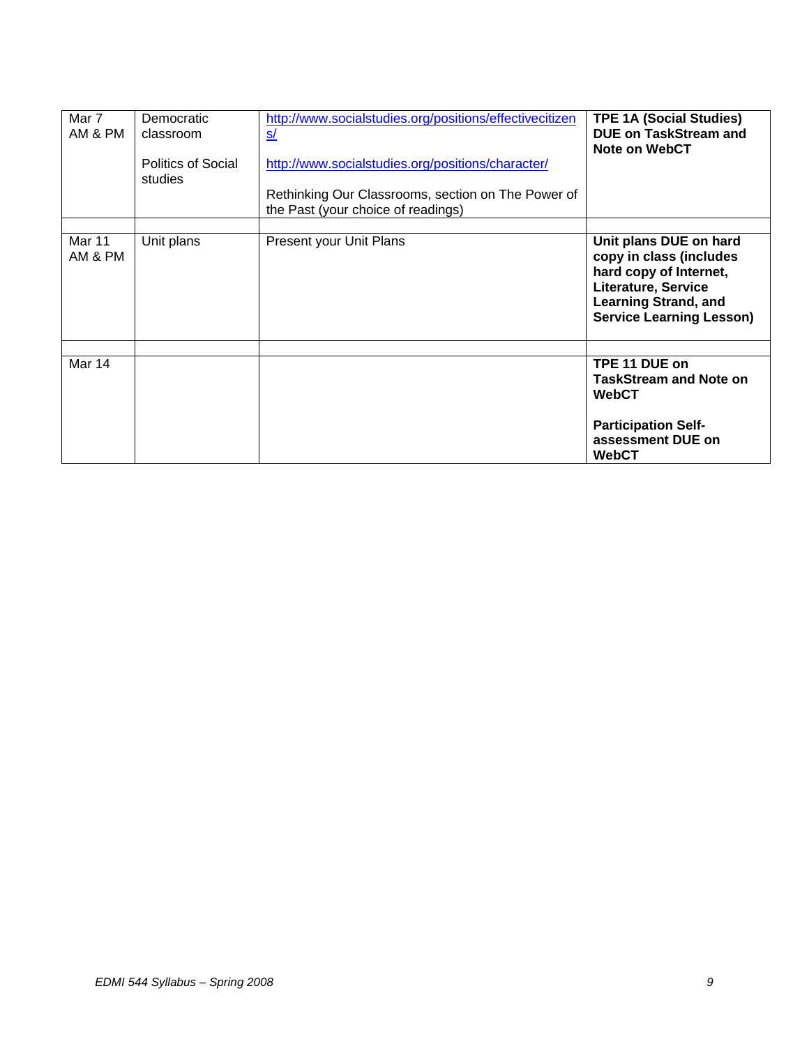| | | | |
|---|---|---|---|
| Mar 7 AM & PM | Democratic classroom<br><br>Politics of Social studies | http://www.socialstudies.org/positions/effectivecitizens/<br><br>http://www.socialstudies.org/positions/character/<br><br>Rethinking Our Classrooms, section on The Power of the Past (your choice of readings) | **TPE 1A (Social Studies) DUE on TaskStream and Note on WebCT** |
| | | | |
| Mar 11 AM & PM | Unit plans | Present your Unit Plans | **Unit plans DUE on hard copy in class (includes hard copy of Internet, Literature, Service Learning Strand, and Service Learning Lesson)** |
| | | | |
| Mar 14 | | | **TPE 11 DUE on TaskStream and Note on WebCT**<br><br>**Participation Self-assessment DUE on WebCT** |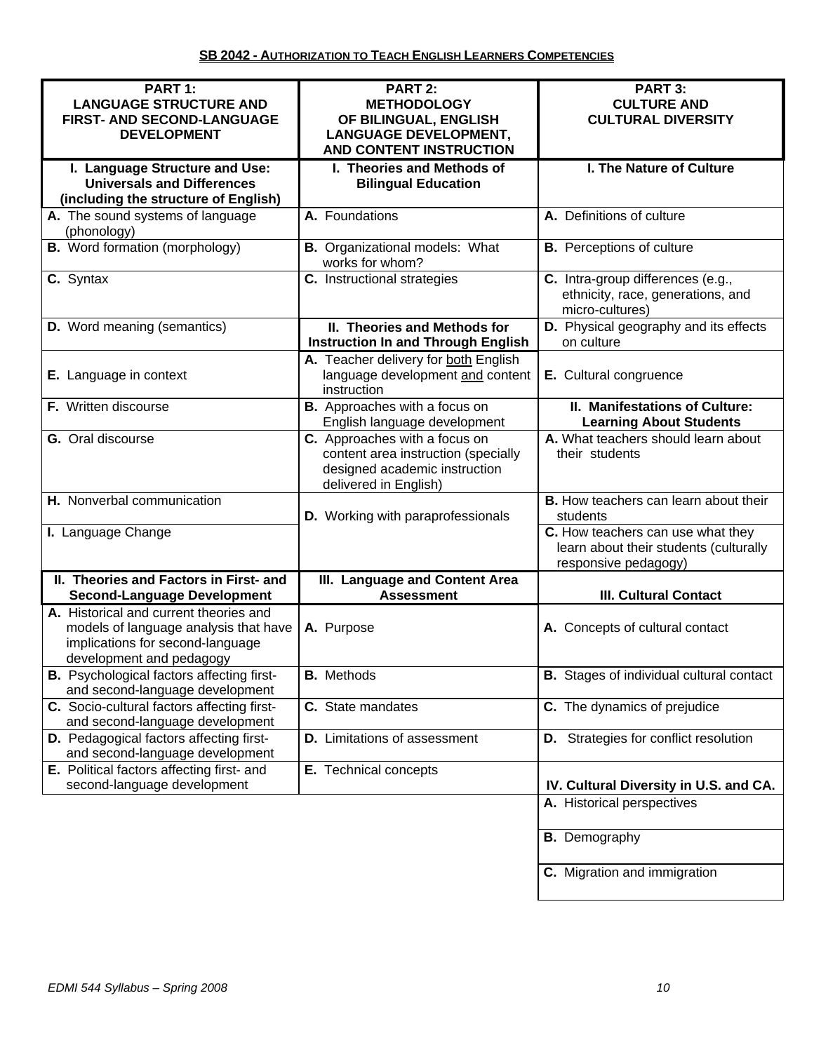**SB 2042 - AUTHORIZATION TO TEACH ENGLISH LEARNERS COMPETENCIES**

| PART 1: LANGUAGE STRUCTURE AND FIRST- AND SECOND-LANGUAGE DEVELOPMENT | PART 2: METHODOLOGY OF BILINGUAL, ENGLISH LANGUAGE DEVELOPMENT, AND CONTENT INSTRUCTION | PART 3: CULTURE AND CULTURAL DIVERSITY |
|---|---|---|
| **I. Language Structure and Use: Universals and Differences (including the structure of English)** | **I. Theories and Methods of Bilingual Education** | **I. The Nature of Culture** |
| **A.** The sound systems of language (phonology) | **A.** Foundations | **A.** Definitions of culture |
| **B.** Word formation (morphology) | **B.** Organizational models: What works for whom? | **B.** Perceptions of culture |
| **C.** Syntax | **C.** Instructional strategies | **C.** Intra-group differences (e.g., ethnicity, race, generations, and micro-cultures) |
| **D.** Word meaning (semantics) | **II. Theories and Methods for Instruction In and Through English** | **D.** Physical geography and its effects on culture |
| **E.** Language in context | **A.** Teacher delivery for both English language development and content instruction | **E.** Cultural congruence |
| **F.** Written discourse | **B.** Approaches with a focus on English language development | **II. Manifestations of Culture: Learning About Students** |
| **G.** Oral discourse | **C.** Approaches with a focus on content area instruction (specially designed academic instruction delivered in English) | **A.** What teachers should learn about their students |
| **H.** Nonverbal communication | **D.** Working with paraprofessionals | **B.** How teachers can learn about their students |
| **I.** Language Change | | **C.** How teachers can use what they learn about their students (culturally responsive pedagogy) |
| **II. Theories and Factors in First- and Second-Language Development** | **III. Language and Content Area Assessment** | **III. Cultural Contact** |
| **A.** Historical and current theories and models of language analysis that have implications for second-language development and pedagogy | **A.** Purpose | **A.** Concepts of cultural contact |
| **B.** Psychological factors affecting first- and second-language development | **B.** Methods | **B.** Stages of individual cultural contact |
| **C.** Socio-cultural factors affecting first- and second-language development | **C.** State mandates | **C.** The dynamics of prejudice |
| **D.** Pedagogical factors affecting first- and second-language development | **D.** Limitations of assessment | **D.** Strategies for conflict resolution |
| **E.** Political factors affecting first- and second-language development | **E.** Technical concepts | **IV. Cultural Diversity in U.S. and CA.** |
| | | **A.** Historical perspectives |
| | | **B.** Demography |
| | | **C.** Migration and immigration |